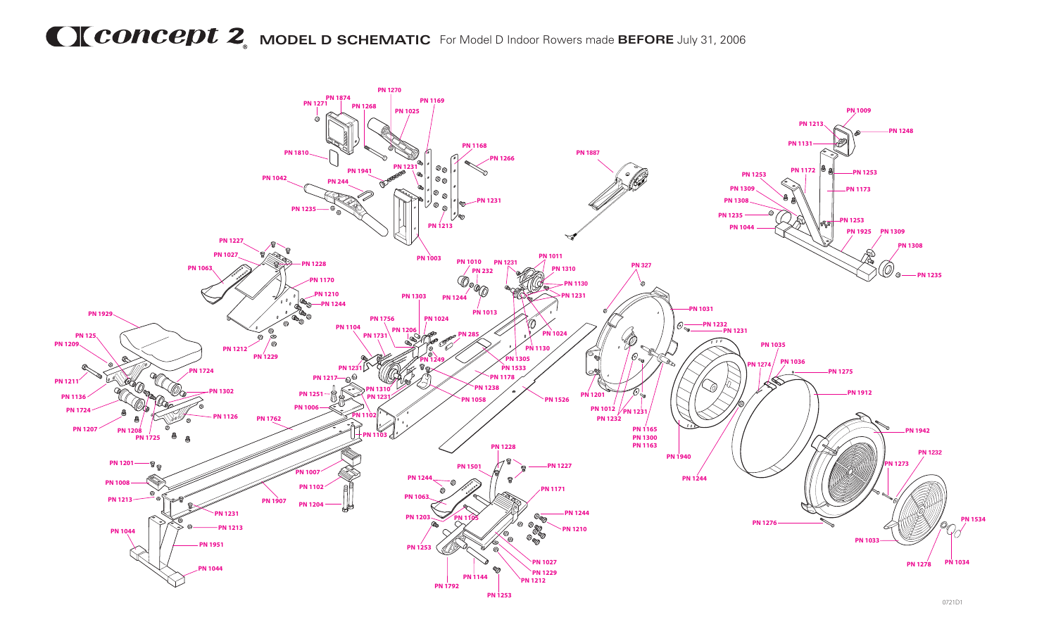# Concept 2 MODEL D SCHEMATIC For Model D Indoor Rowers made **BEFORE** July 31, 2006

PN 1270
PN 1874
PN 1271
PN 1268
PN 1169
PN 1025
PN 1009
PN 1213
PN 1248
PN 1131
PN 1810
PN 1168
PN 1266
PN 1887
PN 1941
PN 1231
PN 1042
PN 244
PN 1253
PN 1172
PN 1253
PN 1309
PN 1173
PN 1308
PN 1231
PN 1235
PN 1235
PN 1253
PN 1213
PN 1044
PN 1925
PN 1309
PN 1308
PN 1227
PN 1003
PN 1235
PN 1027
PN 1011
PN 1010
PN 1231
PN 1228
PN 1310
PN 1063
PN 232
PN 327
PN 1130
PN 1170
PN 1303
PN 1244
PN 1231
PN 1210
PN 1244
PN 1013
PN 1031
PN 1929
PN 1756
PN 1024
PN 1232
PN 1104
PN 1206
PN 1231
PN 1024
PN 125
PN 1731
PN 285
PN 1209
PN 1130
PN 1035
PN 1212
PN 1249
PN 1305
PN 1229
PN 1274
PN 1036
PN 1231
PN 1533
PN 1275
PN 1724
PN 1178
PN 1211
PN 1217
PN 1238
PN 1201
PN 1912
PN 1136
PN 1302
PN 1310
PN 1251
PN 1231
PN 1058
PN 1526
PN 1724
PN 1006
PN 1012
PN 1231
PN 1126
PN 1102
PN 1232
PN 1762
PN 1207
PN 1208
PN 1103
PN 1165
PN 1942
PN 1725
PN 1300
PN 1163
PN 1228
PN 1232
PN 1201
PN 1501
PN 1227
PN 1940
PN 1273
PN 1007
PN 1008
PN 1244
PN 1244
PN 1102
PN 1171
PN 1213
PN 1907
PN 1063
PN 1204
PN 1244
PN 1231
PN 1203
PN 1105
PN 1276
PN 1534
PN 1213
PN 1210
PN 1044
PN 1033
PN 1951
PN 1253
PN 1027
PN 1278
PN 1034
PN 1229
PN 1044
PN 1144
PN 1212
PN 1792
PN 1253

0721D1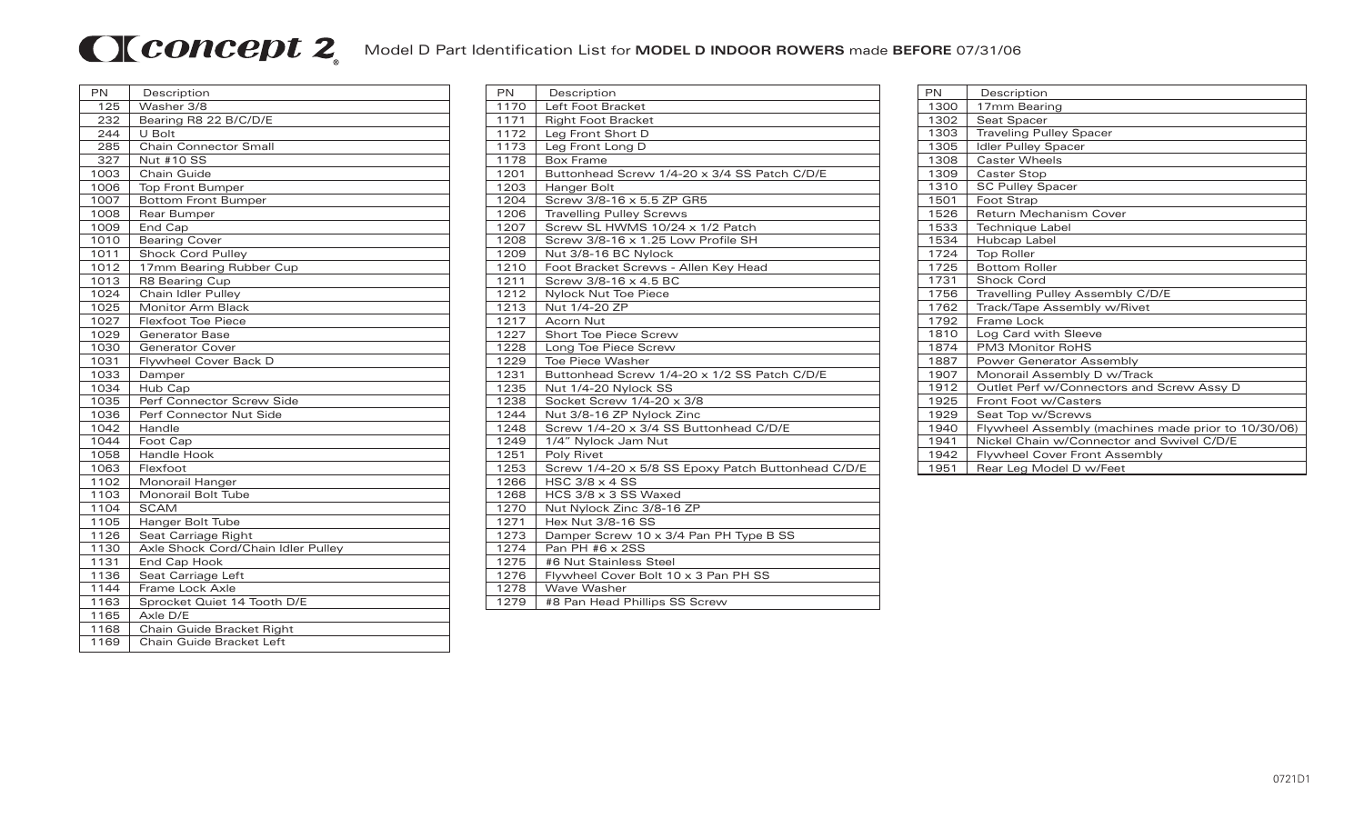# Concept 2 Model D Part Identification List for **MODEL D INDOOR ROWERS** made **BEFORE** 07/31/06

| PN | Description |
|---|---|
| 125 | Washer 3/8 |
| 232 | Bearing R8 22 B/C/D/E |
| 244 | U Bolt |
| 285 | Chain Connector Small |
| 327 | Nut #10 SS |
| 1003 | Chain Guide |
| 1006 | Top Front Bumper |
| 1007 | Bottom Front Bumper |
| 1008 | Rear Bumper |
| 1009 | End Cap |
| 1010 | Bearing Cover |
| 1011 | Shock Cord Pulley |
| 1012 | 17mm Bearing Rubber Cup |
| 1013 | R8 Bearing Cup |
| 1024 | Chain Idler Pulley |
| 1025 | Monitor Arm Black |
| 1027 | Flexfoot Toe Piece |
| 1029 | Generator Base |
| 1030 | Generator Cover |
| 1031 | Flywheel Cover Back D |
| 1033 | Damper |
| 1034 | Hub Cap |
| 1035 | Perf Connector Screw Side |
| 1036 | Perf Connector Nut Side |
| 1042 | Handle |
| 1044 | Foot Cap |
| 1058 | Handle Hook |
| 1063 | Flexfoot |
| 1102 | Monorail Hanger |
| 1103 | Monorail Bolt Tube |
| 1104 | SCAM |
| 1105 | Hanger Bolt Tube |
| 1126 | Seat Carriage Right |
| 1130 | Axle Shock Cord/Chain Idler Pulley |
| 1131 | End Cap Hook |
| 1136 | Seat Carriage Left |
| 1144 | Frame Lock Axle |
| 1163 | Sprocket Quiet 14 Tooth D/E |
| 1165 | Axle D/E |
| 1168 | Chain Guide Bracket Right |
| 1169 | Chain Guide Bracket Left |

| PN | Description |
|---|---|
| 1170 | Left Foot Bracket |
| 1171 | Right Foot Bracket |
| 1172 | Leg Front Short D |
| 1173 | Leg Front Long D |
| 1178 | Box Frame |
| 1201 | Buttonhead Screw 1/4-20 x 3/4 SS Patch C/D/E |
| 1203 | Hanger Bolt |
| 1204 | Screw 3/8-16 x 5.5 ZP GR5 |
| 1206 | Travelling Pulley Screws |
| 1207 | Screw SL HWMS 10/24 x 1/2 Patch |
| 1208 | Screw 3/8-16 x 1.25 Low Profile SH |
| 1209 | Nut 3/8-16 BC Nylock |
| 1210 | Foot Bracket Screws - Allen Key Head |
| 1211 | Screw 3/8-16 x 4.5 BC |
| 1212 | Nylock Nut Toe Piece |
| 1213 | Nut 1/4-20 ZP |
| 1217 | Acorn Nut |
| 1227 | Short Toe Piece Screw |
| 1228 | Long Toe Piece Screw |
| 1229 | Toe Piece Washer |
| 1231 | Buttonhead Screw 1/4-20 x 1/2 SS Patch C/D/E |
| 1235 | Nut 1/4-20 Nylock SS |
| 1238 | Socket Screw 1/4-20 x 3/8 |
| 1244 | Nut 3/8-16 ZP Nylock Zinc |
| 1248 | Screw 1/4-20 x 3/4 SS Buttonhead C/D/E |
| 1249 | 1/4" Nylock Jam Nut |
| 1251 | Poly Rivet |
| 1253 | Screw 1/4-20 x 5/8 SS Epoxy Patch Buttonhead C/D/E |
| 1266 | HSC 3/8 x 4 SS |
| 1268 | HCS 3/8 x 3 SS Waxed |
| 1270 | Nut Nylock Zinc 3/8-16 ZP |
| 1271 | Hex Nut 3/8-16 SS |
| 1273 | Damper Screw 10 x 3/4 Pan PH Type B SS |
| 1274 | Pan PH #6 x 2SS |
| 1275 | #6 Nut Stainless Steel |
| 1276 | Flywheel Cover Bolt 10 x 3 Pan PH SS |
| 1278 | Wave Washer |
| 1279 | #8 Pan Head Phillips SS Screw |

| PN | Description |
|---|---|
| 1300 | 17mm Bearing |
| 1302 | Seat Spacer |
| 1303 | Traveling Pulley Spacer |
| 1305 | Idler Pulley Spacer |
| 1308 | Caster Wheels |
| 1309 | Caster Stop |
| 1310 | SC Pulley Spacer |
| 1501 | Foot Strap |
| 1526 | Return Mechanism Cover |
| 1533 | Technique Label |
| 1534 | Hubcap Label |
| 1724 | Top Roller |
| 1725 | Bottom Roller |
| 1731 | Shock Cord |
| 1756 | Travelling Pulley Assembly C/D/E |
| 1762 | Track/Tape Assembly w/Rivet |
| 1792 | Frame Lock |
| 1810 | Log Card with Sleeve |
| 1874 | PM3 Monitor RoHS |
| 1887 | Power Generator Assembly |
| 1907 | Monorail Assembly D w/Track |
| 1912 | Outlet Perf w/Connectors and Screw Assy D |
| 1925 | Front Foot w/Casters |
| 1929 | Seat Top w/Screws |
| 1940 | Flywheel Assembly (machines made prior to 10/30/06) |
| 1941 | Nickel Chain w/Connector and Swivel C/D/E |
| 1942 | Flywheel Cover Front Assembly |
| 1951 | Rear Leg Model D w/Feet |

0721D1